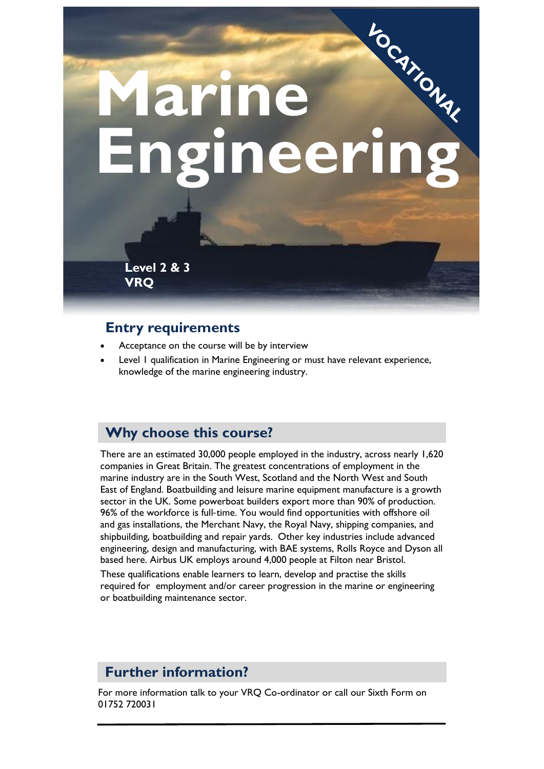VOCATIONAL

# Marine Engineering

**Level 2 & 3**
**VRQ**

## Entry requirements

- Acceptance on the course will be by interview
- Level 1 qualification in Marine Engineering or must have relevant experience, knowledge of the marine engineering industry.

## Why choose this course?

There are an estimated 30,000 people employed in the industry, across nearly 1,620 companies in Great Britain. The greatest concentrations of employment in the marine industry are in the South West, Scotland and the North West and South East of England. Boatbuilding and leisure marine equipment manufacture is a growth sector in the UK. Some powerboat builders export more than 90% of production. 96% of the workforce is full-time. You would find opportunities with offshore oil and gas installations, the Merchant Navy, the Royal Navy, shipping companies, and shipbuilding, boatbuilding and repair yards. Other key industries include advanced engineering, design and manufacturing, with BAE systems, Rolls Royce and Dyson all based here. Airbus UK employs around 4,000 people at Filton near Bristol.

These qualifications enable learners to learn, develop and practise the skills required for employment and/or career progression in the marine or engineering or boatbuilding maintenance sector.

## Further information?

For more information talk to your VRQ Co-ordinator or call our Sixth Form on 01752 720031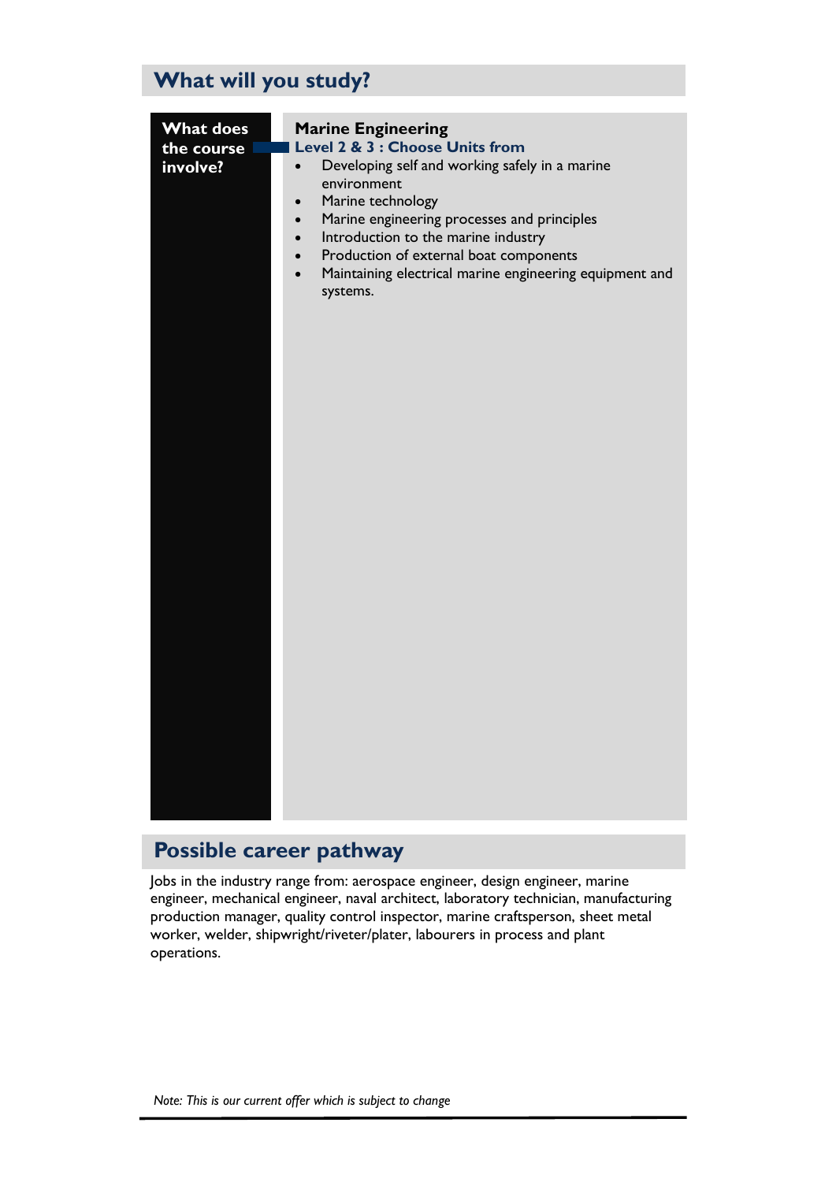## What will you study?

| | |
|---|---|
| **What does the course involve?** | **Marine Engineering**<br>**Level 2 & 3 : Choose Units from**<br>• Developing self and working safely in a marine environment<br>• Marine technology<br>• Marine engineering processes and principles<br>• Introduction to the marine industry<br>• Production of external boat components<br>• Maintaining electrical marine engineering equipment and systems. |

## Possible career pathway

Jobs in the industry range from: aerospace engineer, design engineer, marine engineer, mechanical engineer, naval architect, laboratory technician, manufacturing production manager, quality control inspector, marine craftsperson, sheet metal worker, welder, shipwright/riveter/plater, labourers in process and plant operations.

*Note: This is our current offer which is subject to change*